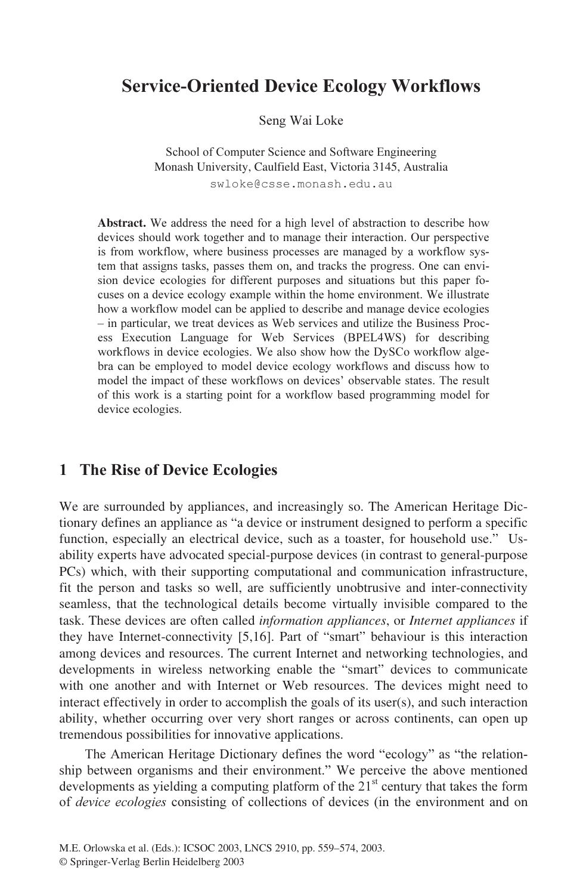# Service-Oriented Device Ecology Workflows

Seng Wai Loke

School of Computer Science and Software Engineering
Monash University, Caulfield East, Victoria 3145, Australia
swloke@csse.monash.edu.au

**Abstract.** We address the need for a high level of abstraction to describe how devices should work together and to manage their interaction. Our perspective is from workflow, where business processes are managed by a workflow system that assigns tasks, passes them on, and tracks the progress. One can envision device ecologies for different purposes and situations but this paper focuses on a device ecology example within the home environment. We illustrate how a workflow model can be applied to describe and manage device ecologies – in particular, we treat devices as Web services and utilize the Business Process Execution Language for Web Services (BPEL4WS) for describing workflows in device ecologies. We also show how the DySCo workflow algebra can be employed to model device ecology workflows and discuss how to model the impact of these workflows on devices' observable states. The result of this work is a starting point for a workflow based programming model for device ecologies.

## 1 The Rise of Device Ecologies

We are surrounded by appliances, and increasingly so. The American Heritage Dictionary defines an appliance as "a device or instrument designed to perform a specific function, especially an electrical device, such as a toaster, for household use." Usability experts have advocated special-purpose devices (in contrast to general-purpose PCs) which, with their supporting computational and communication infrastructure, fit the person and tasks so well, are sufficiently unobtrusive and inter-connectivity seamless, that the technological details become virtually invisible compared to the task. These devices are often called *information appliances*, or *Internet appliances* if they have Internet-connectivity [5,16]. Part of "smart" behaviour is this interaction among devices and resources. The current Internet and networking technologies, and developments in wireless networking enable the "smart" devices to communicate with one another and with Internet or Web resources. The devices might need to interact effectively in order to accomplish the goals of its user(s), and such interaction ability, whether occurring over very short ranges or across continents, can open up tremendous possibilities for innovative applications.

The American Heritage Dictionary defines the word "ecology" as "the relationship between organisms and their environment." We perceive the above mentioned developments as yielding a computing platform of the 21st century that takes the form of *device ecologies* consisting of collections of devices (in the environment and on

M.E. Orlowska et al. (Eds.): ICSOC 2003, LNCS 2910, pp. 559–574, 2003.
© Springer-Verlag Berlin Heidelberg 2003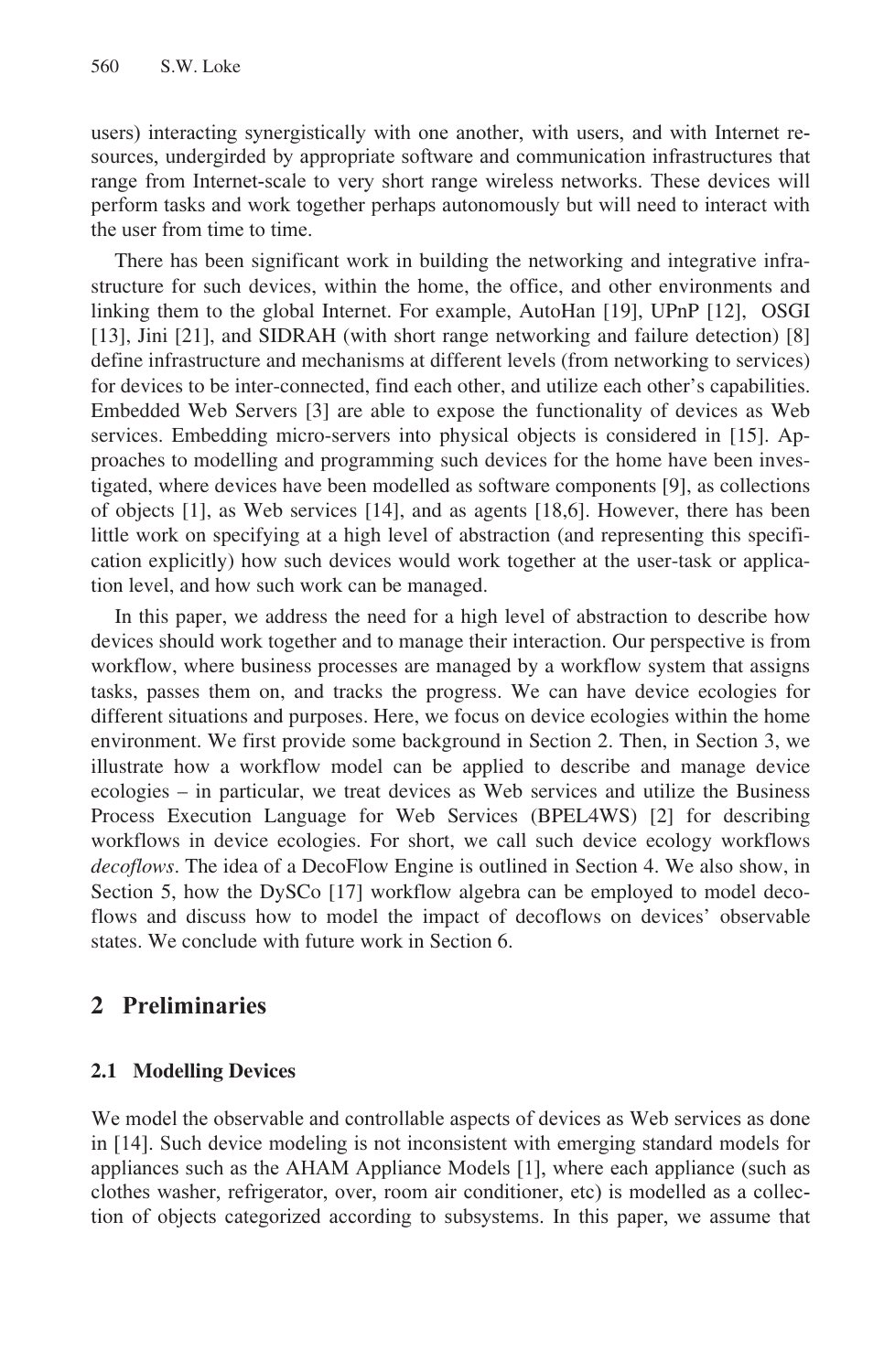users) interacting synergistically with one another, with users, and with Internet resources, undergirded by appropriate software and communication infrastructures that range from Internet-scale to very short range wireless networks. These devices will perform tasks and work together perhaps autonomously but will need to interact with the user from time to time.

There has been significant work in building the networking and integrative infrastructure for such devices, within the home, the office, and other environments and linking them to the global Internet. For example, AutoHan [19], UPnP [12], OSGI [13], Jini [21], and SIDRAH (with short range networking and failure detection) [8] define infrastructure and mechanisms at different levels (from networking to services) for devices to be inter-connected, find each other, and utilize each other's capabilities. Embedded Web Servers [3] are able to expose the functionality of devices as Web services. Embedding micro-servers into physical objects is considered in [15]. Approaches to modelling and programming such devices for the home have been investigated, where devices have been modelled as software components [9], as collections of objects [1], as Web services [14], and as agents [18,6]. However, there has been little work on specifying at a high level of abstraction (and representing this specification explicitly) how such devices would work together at the user-task or application level, and how such work can be managed.

In this paper, we address the need for a high level of abstraction to describe how devices should work together and to manage their interaction. Our perspective is from workflow, where business processes are managed by a workflow system that assigns tasks, passes them on, and tracks the progress. We can have device ecologies for different situations and purposes. Here, we focus on device ecologies within the home environment. We first provide some background in Section 2. Then, in Section 3, we illustrate how a workflow model can be applied to describe and manage device ecologies – in particular, we treat devices as Web services and utilize the Business Process Execution Language for Web Services (BPEL4WS) [2] for describing workflows in device ecologies. For short, we call such device ecology workflows *decoflows*. The idea of a DecoFlow Engine is outlined in Section 4. We also show, in Section 5, how the DySCo [17] workflow algebra can be employed to model decoflows and discuss how to model the impact of decoflows on devices' observable states. We conclude with future work in Section 6.

## 2 Preliminaries

### 2.1 Modelling Devices

We model the observable and controllable aspects of devices as Web services as done in [14]. Such device modeling is not inconsistent with emerging standard models for appliances such as the AHAM Appliance Models [1], where each appliance (such as clothes washer, refrigerator, over, room air conditioner, etc) is modelled as a collection of objects categorized according to subsystems. In this paper, we assume that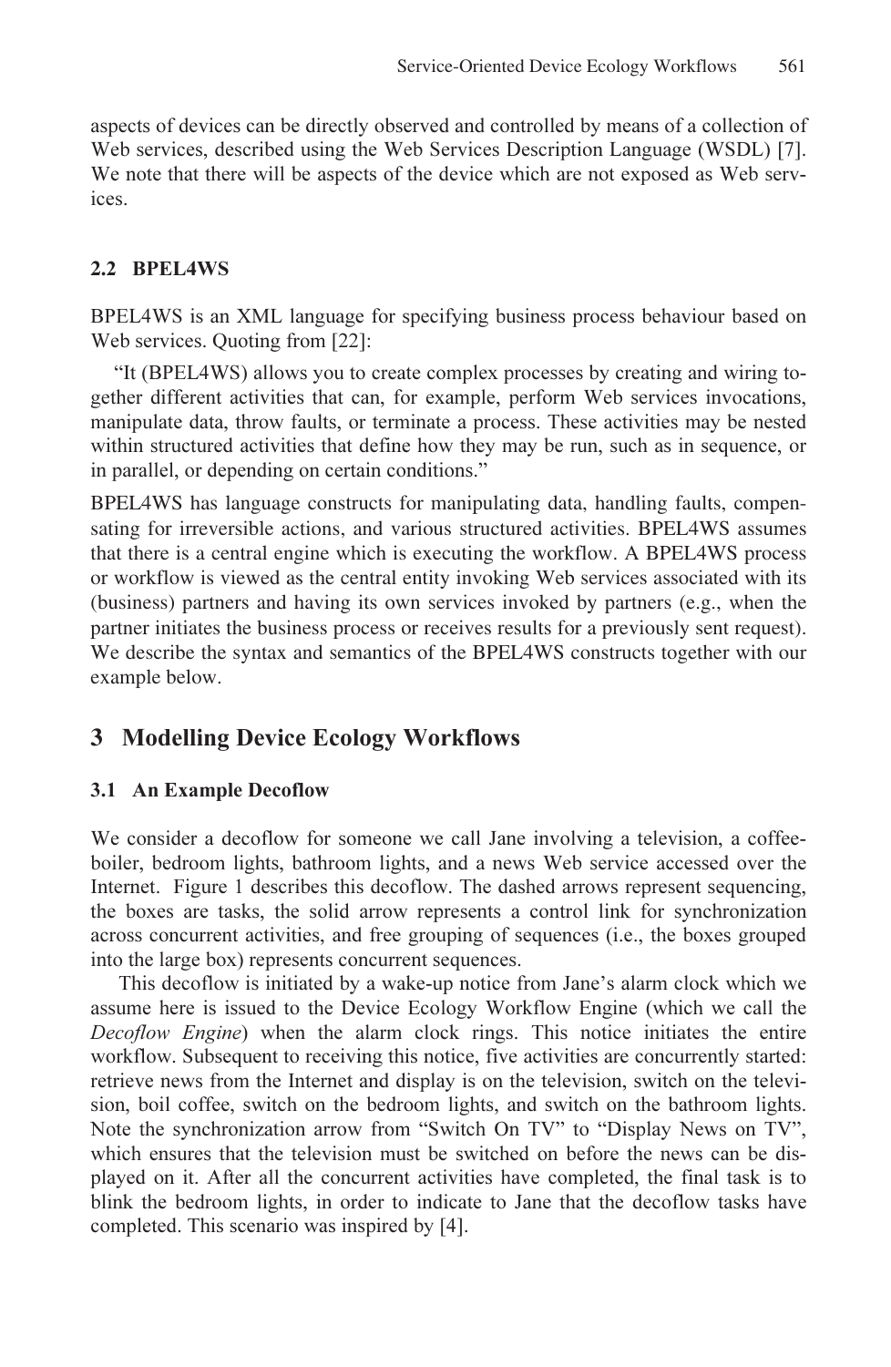aspects of devices can be directly observed and controlled by means of a collection of Web services, described using the Web Services Description Language (WSDL) [7]. We note that there will be aspects of the device which are not exposed as Web services.

### 2.2 BPEL4WS

BPEL4WS is an XML language for specifying business process behaviour based on Web services. Quoting from [22]:

"It (BPEL4WS) allows you to create complex processes by creating and wiring together different activities that can, for example, perform Web services invocations, manipulate data, throw faults, or terminate a process. These activities may be nested within structured activities that define how they may be run, such as in sequence, or in parallel, or depending on certain conditions."

BPEL4WS has language constructs for manipulating data, handling faults, compensating for irreversible actions, and various structured activities. BPEL4WS assumes that there is a central engine which is executing the workflow. A BPEL4WS process or workflow is viewed as the central entity invoking Web services associated with its (business) partners and having its own services invoked by partners (e.g., when the partner initiates the business process or receives results for a previously sent request). We describe the syntax and semantics of the BPEL4WS constructs together with our example below.

## 3 Modelling Device Ecology Workflows

### 3.1 An Example Decoflow

We consider a decoflow for someone we call Jane involving a television, a coffee-boiler, bedroom lights, bathroom lights, and a news Web service accessed over the Internet. Figure 1 describes this decoflow. The dashed arrows represent sequencing, the boxes are tasks, the solid arrow represents a control link for synchronization across concurrent activities, and free grouping of sequences (i.e., the boxes grouped into the large box) represents concurrent sequences.

This decoflow is initiated by a wake-up notice from Jane's alarm clock which we assume here is issued to the Device Ecology Workflow Engine (which we call the *Decoflow Engine*) when the alarm clock rings. This notice initiates the entire workflow. Subsequent to receiving this notice, five activities are concurrently started: retrieve news from the Internet and display is on the television, switch on the television, boil coffee, switch on the bedroom lights, and switch on the bathroom lights. Note the synchronization arrow from "Switch On TV" to "Display News on TV", which ensures that the television must be switched on before the news can be displayed on it. After all the concurrent activities have completed, the final task is to blink the bedroom lights, in order to indicate to Jane that the decoflow tasks have completed. This scenario was inspired by [4].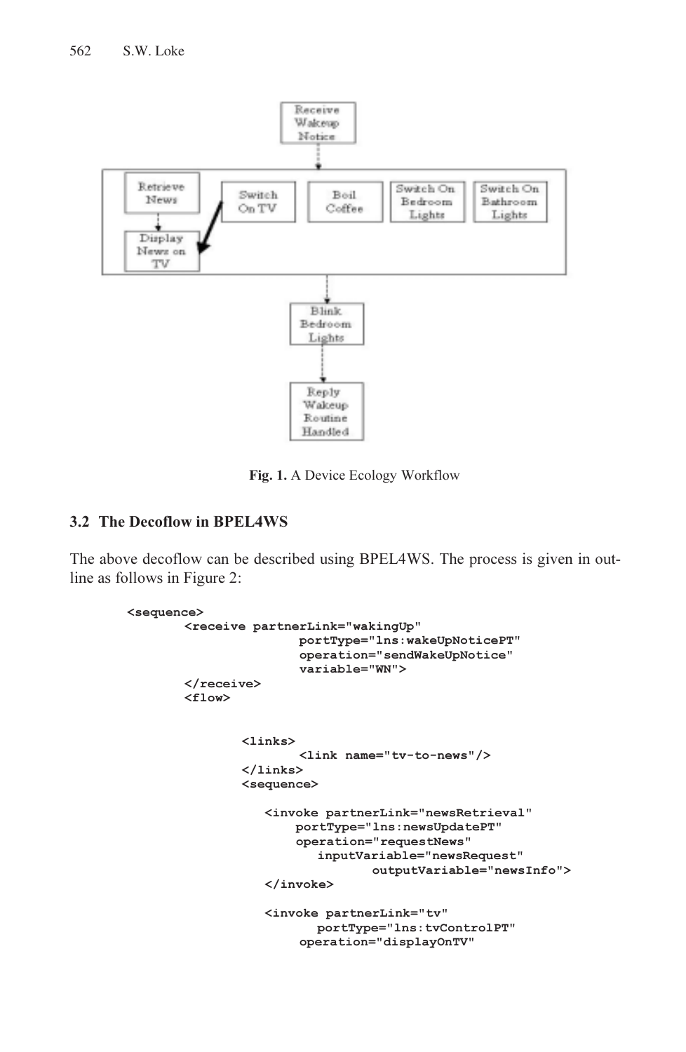Fig. 1. A Device Ecology Workflow

### 3.2 The Decoflow in BPEL4WS

The above decoflow can be described using BPEL4WS. The process is given in outline as follows in Figure 2:

```
<sequence>
       <receive partnerLink="wakingUp"
                     portType="lns:wakeUpNoticePT"
                     operation="sendWakeUpNotice"
                     variable="WN">
       </receive>
       <flow>


              <links>
                     <link name="tv-to-news"/>
              </links>
              <sequence>

                 <invoke partnerLink="newsRetrieval"
                     portType="lns:newsUpdatePT"
                     operation="requestNews"
                        inputVariable="newsRequest"
                              outputVariable="newsInfo">
                 </invoke>

                 <invoke partnerLink="tv"
                        portType="lns:tvControlPT"
                     operation="displayOnTV"
```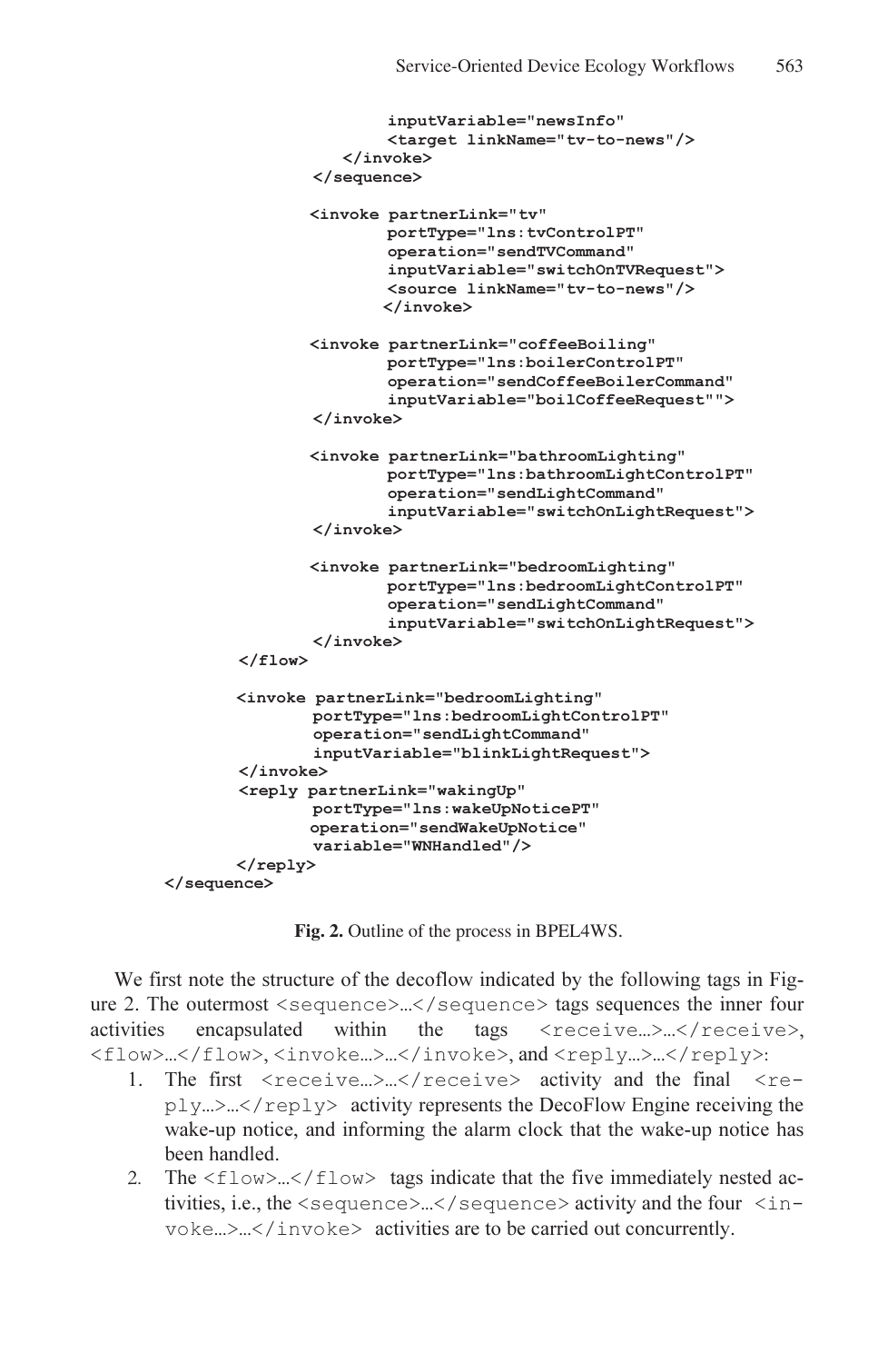```
                        inputVariable="newsInfo"
                        <target linkName="tv-to-news"/>
                    </invoke>
                </sequence>

                <invoke partnerLink="tv"
                        portType="lns:tvControlPT"
                        operation="sendTVCommand"
                        inputVariable="switchOnTVRequest">
                        <source linkName="tv-to-news"/>
                        </invoke>

                <invoke partnerLink="coffeeBoiling"
                        portType="lns:boilerControlPT"
                        operation="sendCoffeeBoilerCommand"
                        inputVariable="boilCoffeeRequest"">
                </invoke>

                <invoke partnerLink="bathroomLighting"
                        portType="lns:bathroomLightControlPT"
                        operation="sendLightCommand"
                        inputVariable="switchOnLightRequest">
                </invoke>

                <invoke partnerLink="bedroomLighting"
                        portType="lns:bedroomLightControlPT"
                        operation="sendLightCommand"
                        inputVariable="switchOnLightRequest">
                </invoke>
        </flow>

        <invoke partnerLink="bedroomLighting"
                portType="lns:bedroomLightControlPT"
                operation="sendLightCommand"
                inputVariable="blinkLightRequest">
        </invoke>
        <reply partnerLink="wakingUp"
                portType="lns:wakeUpNoticePT"
                operation="sendWakeUpNotice"
                variable="WNHandled"/>
        </reply>
</sequence>
```

**Fig. 2.** Outline of the process in BPEL4WS.

We first note the structure of the decoflow indicated by the following tags in Figure 2. The outermost `<sequence>…</sequence>` tags sequences the inner four activities encapsulated within the tags `<receive…>…</receive>`, `<flow>…</flow>`, `<invoke…>…</invoke>`, and `<reply…>…</reply>`:

1. The first `<receive…>…</receive>` activity and the final `<reply…>…</reply>` activity represents the DecoFlow Engine receiving the wake-up notice, and informing the alarm clock that the wake-up notice has been handled.
2. The `<flow>…</flow>` tags indicate that the five immediately nested activities, i.e., the `<sequence>…</sequence>` activity and the four `<invoke…>…</invoke>` activities are to be carried out concurrently.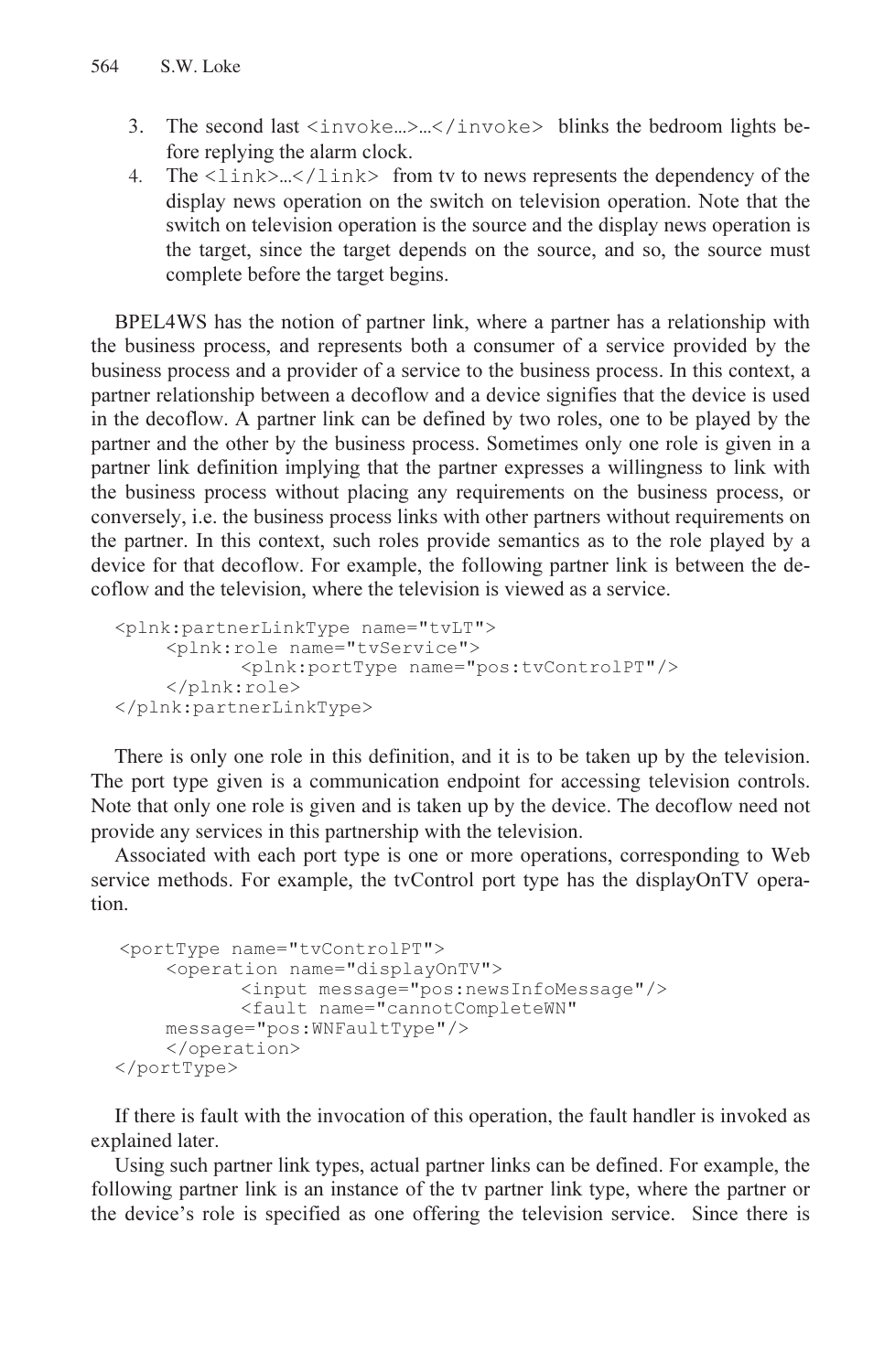3. The second last `<invoke…>…</invoke>` blinks the bedroom lights before replying the alarm clock.
4. The `<link>…</link>` from tv to news represents the dependency of the display news operation on the switch on television operation. Note that the switch on television operation is the source and the display news operation is the target, since the target depends on the source, and so, the source must complete before the target begins.

BPEL4WS has the notion of partner link, where a partner has a relationship with the business process, and represents both a consumer of a service provided by the business process and a provider of a service to the business process. In this context, a partner relationship between a decoflow and a device signifies that the device is used in the decoflow. A partner link can be defined by two roles, one to be played by the partner and the other by the business process. Sometimes only one role is given in a partner link definition implying that the partner expresses a willingness to link with the business process without placing any requirements on the business process, or conversely, i.e. the business process links with other partners without requirements on the partner. In this context, such roles provide semantics as to the role played by a device for that decoflow. For example, the following partner link is between the decoflow and the television, where the television is viewed as a service.

```
<plnk:partnerLinkType name="tvLT">
     <plnk:role name="tvService">
           <plnk:portType name="pos:tvControlPT"/>
     </plnk:role>
</plnk:partnerLinkType>
```

There is only one role in this definition, and it is to be taken up by the television. The port type given is a communication endpoint for accessing television controls. Note that only one role is given and is taken up by the device. The decoflow need not provide any services in this partnership with the television.

Associated with each port type is one or more operations, corresponding to Web service methods. For example, the tvControl port type has the displayOnTV operation.

```
 <portType name="tvControlPT">
     <operation name="displayOnTV">
           <input message="pos:newsInfoMessage"/>
           <fault name="cannotCompleteWN"
     message="pos:WNFaultType"/>
     </operation>
</portType>
```

If there is fault with the invocation of this operation, the fault handler is invoked as explained later.

Using such partner link types, actual partner links can be defined. For example, the following partner link is an instance of the tv partner link type, where the partner or the device's role is specified as one offering the television service. Since there is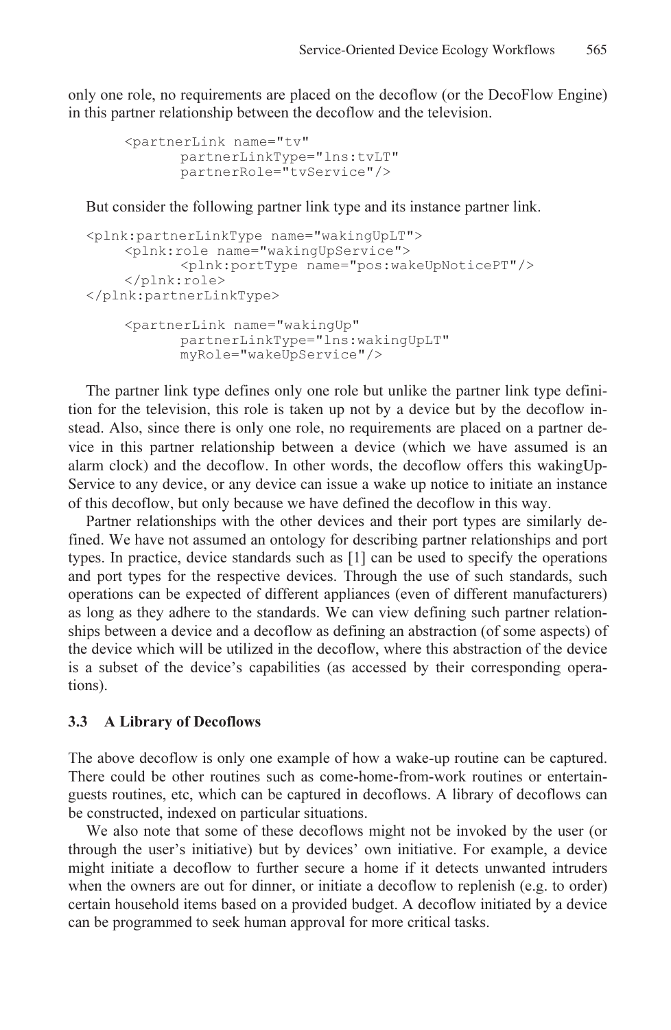only one role, no requirements are placed on the decoflow (or the DecoFlow Engine) in this partner relationship between the decoflow and the television.

```
<partnerLink name="tv"
       partnerLinkType="lns:tvLT"
       partnerRole="tvService"/>
```

But consider the following partner link type and its instance partner link.

```
<plnk:partnerLinkType name="wakingUpLT">
     <plnk:role name="wakingUpService">
            <plnk:portType name="pos:wakeUpNoticePT"/>
     </plnk:role>
</plnk:partnerLinkType>

     <partnerLink name="wakingUp"
            partnerLinkType="lns:wakingUpLT"
            myRole="wakeUpService"/>
```

The partner link type defines only one role but unlike the partner link type definition for the television, this role is taken up not by a device but by the decoflow instead. Also, since there is only one role, no requirements are placed on a partner device in this partner relationship between a device (which we have assumed is an alarm clock) and the decoflow. In other words, the decoflow offers this wakingUpService to any device, or any device can issue a wake up notice to initiate an instance of this decoflow, but only because we have defined the decoflow in this way.

Partner relationships with the other devices and their port types are similarly defined. We have not assumed an ontology for describing partner relationships and port types. In practice, device standards such as [1] can be used to specify the operations and port types for the respective devices. Through the use of such standards, such operations can be expected of different appliances (even of different manufacturers) as long as they adhere to the standards. We can view defining such partner relationships between a device and a decoflow as defining an abstraction (of some aspects) of the device which will be utilized in the decoflow, where this abstraction of the device is a subset of the device's capabilities (as accessed by their corresponding operations).

### 3.3 A Library of Decoflows

The above decoflow is only one example of how a wake-up routine can be captured. There could be other routines such as come-home-from-work routines or entertain-guests routines, etc, which can be captured in decoflows. A library of decoflows can be constructed, indexed on particular situations.

We also note that some of these decoflows might not be invoked by the user (or through the user's initiative) but by devices' own initiative. For example, a device might initiate a decoflow to further secure a home if it detects unwanted intruders when the owners are out for dinner, or initiate a decoflow to replenish (e.g. to order) certain household items based on a provided budget. A decoflow initiated by a device can be programmed to seek human approval for more critical tasks.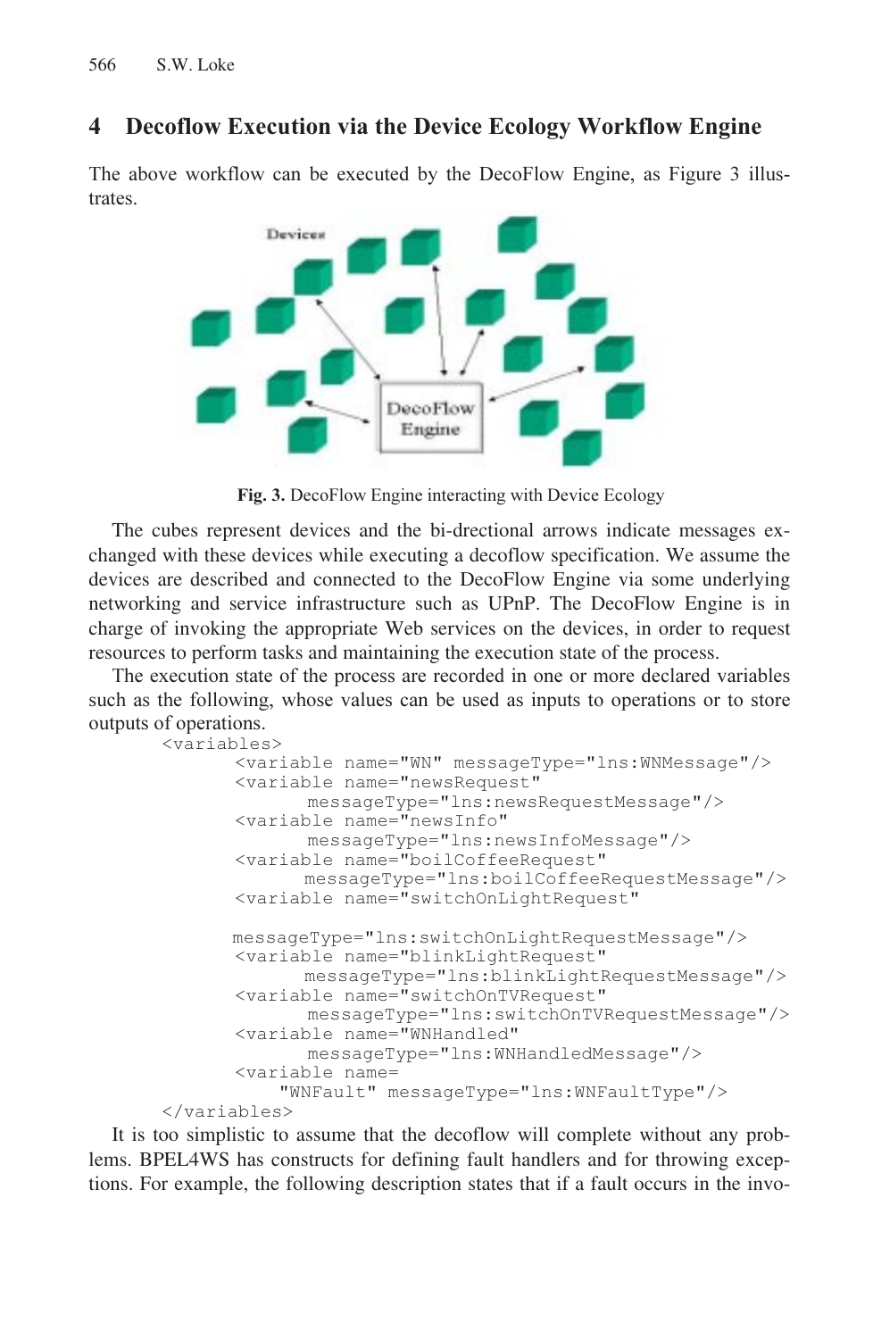## 4 Decoflow Execution via the Device Ecology Workflow Engine

The above workflow can be executed by the DecoFlow Engine, as Figure 3 illustrates.

**Fig. 3.** DecoFlow Engine interacting with Device Ecology

The cubes represent devices and the bi-directional arrows indicate messages exchanged with these devices while executing a decoflow specification. We assume the devices are described and connected to the DecoFlow Engine via some underlying networking and service infrastructure such as UPnP. The DecoFlow Engine is in charge of invoking the appropriate Web services on the devices, in order to request resources to perform tasks and maintaining the execution state of the process.

The execution state of the process are recorded in one or more declared variables such as the following, whose values can be used as inputs to operations or to store outputs of operations.

```
<variables>
      <variable name="WN" messageType="lns:WNMessage"/>
      <variable name="newsRequest"
            messageType="lns:newsRequestMessage"/>
      <variable name="newsInfo"
            messageType="lns:newsInfoMessage"/>
      <variable name="boilCoffeeRequest"
           messageType="lns:boilCoffeeRequestMessage"/>
      <variable name="switchOnLightRequest"

      messageType="lns:switchOnLightRequestMessage"/>
      <variable name="blinkLightRequest"
           messageType="lns:blinkLightRequestMessage"/>
      <variable name="switchOnTVRequest"
            messageType="lns:switchOnTVRequestMessage"/>
      <variable name="WNHandled"
            messageType="lns:WNHandledMessage"/>
      <variable name=
          "WNFault" messageType="lns:WNFaultType"/>
</variables>
```

It is too simplistic to assume that the decoflow will complete without any problems. BPEL4WS has constructs for defining fault handlers and for throwing exceptions. For example, the following description states that if a fault occurs in the invo-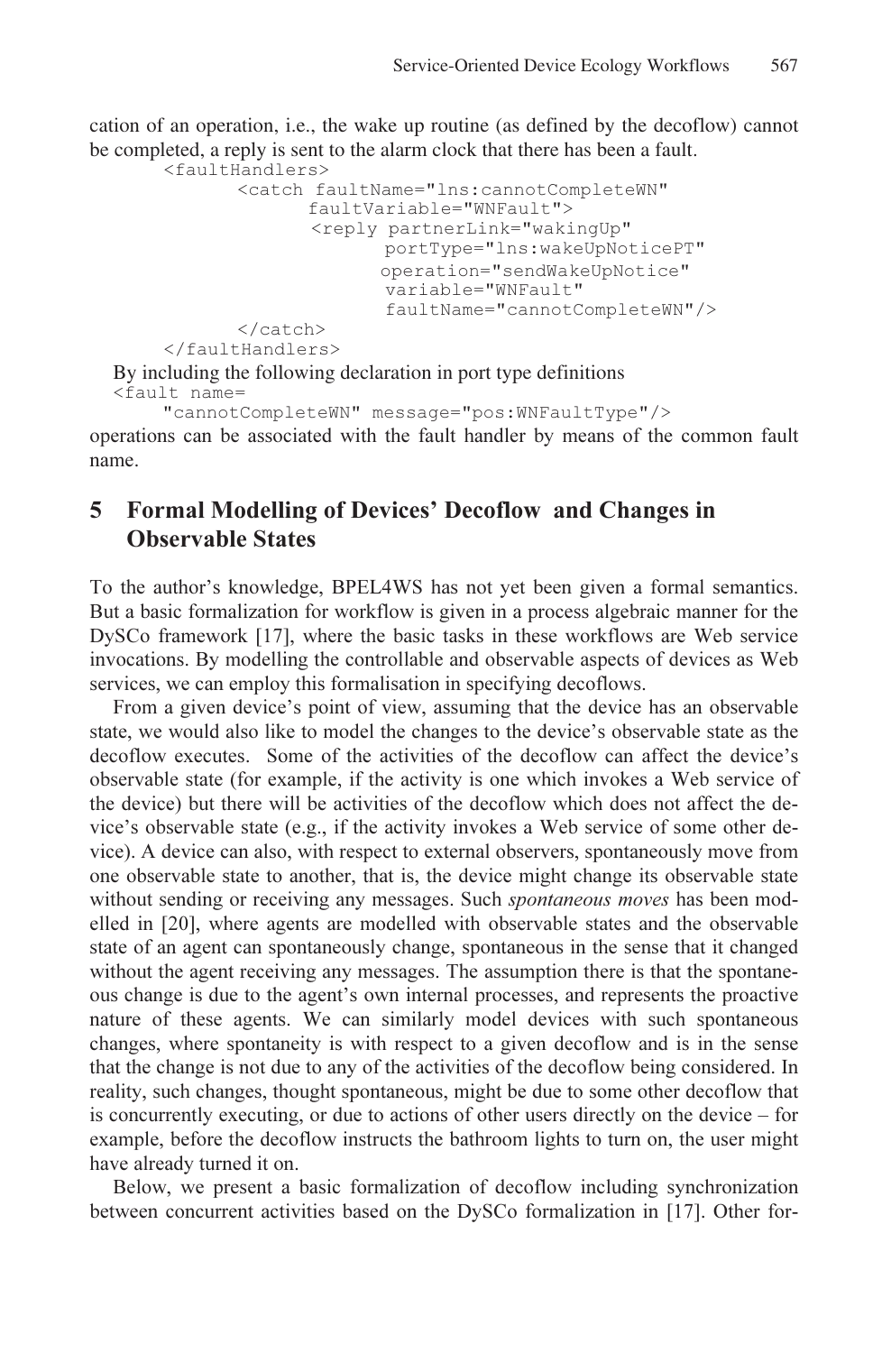cation of an operation, i.e., the wake up routine (as defined by the decoflow) cannot be completed, a reply is sent to the alarm clock that there has been a fault.

```
<faultHandlers>
        <catch faultName="lns:cannotCompleteWN"
               faultVariable="WNFault">
               <reply partnerLink="wakingUp"
                      portType="lns:wakeUpNoticePT"
                      operation="sendWakeUpNotice"
                      variable="WNFault"
                      faultName="cannotCompleteWN"/>
        </catch>
</faultHandlers>
```

By including the following declaration in port type definitions

```
<fault name=
     "cannotCompleteWN" message="pos:WNFaultType"/>
```

operations can be associated with the fault handler by means of the common fault name.

## 5 Formal Modelling of Devices' Decoflow and Changes in Observable States

To the author's knowledge, BPEL4WS has not yet been given a formal semantics. But a basic formalization for workflow is given in a process algebraic manner for the DySCo framework [17], where the basic tasks in these workflows are Web service invocations. By modelling the controllable and observable aspects of devices as Web services, we can employ this formalisation in specifying decoflows.

From a given device's point of view, assuming that the device has an observable state, we would also like to model the changes to the device's observable state as the decoflow executes. Some of the activities of the decoflow can affect the device's observable state (for example, if the activity is one which invokes a Web service of the device) but there will be activities of the decoflow which does not affect the device's observable state (e.g., if the activity invokes a Web service of some other device). A device can also, with respect to external observers, spontaneously move from one observable state to another, that is, the device might change its observable state without sending or receiving any messages. Such *spontaneous moves* has been modelled in [20], where agents are modelled with observable states and the observable state of an agent can spontaneously change, spontaneous in the sense that it changed without the agent receiving any messages. The assumption there is that the spontaneous change is due to the agent's own internal processes, and represents the proactive nature of these agents. We can similarly model devices with such spontaneous changes, where spontaneity is with respect to a given decoflow and is in the sense that the change is not due to any of the activities of the decoflow being considered. In reality, such changes, thought spontaneous, might be due to some other decoflow that is concurrently executing, or due to actions of other users directly on the device – for example, before the decoflow instructs the bathroom lights to turn on, the user might have already turned it on.

Below, we present a basic formalization of decoflow including synchronization between concurrent activities based on the DySCo formalization in [17]. Other for-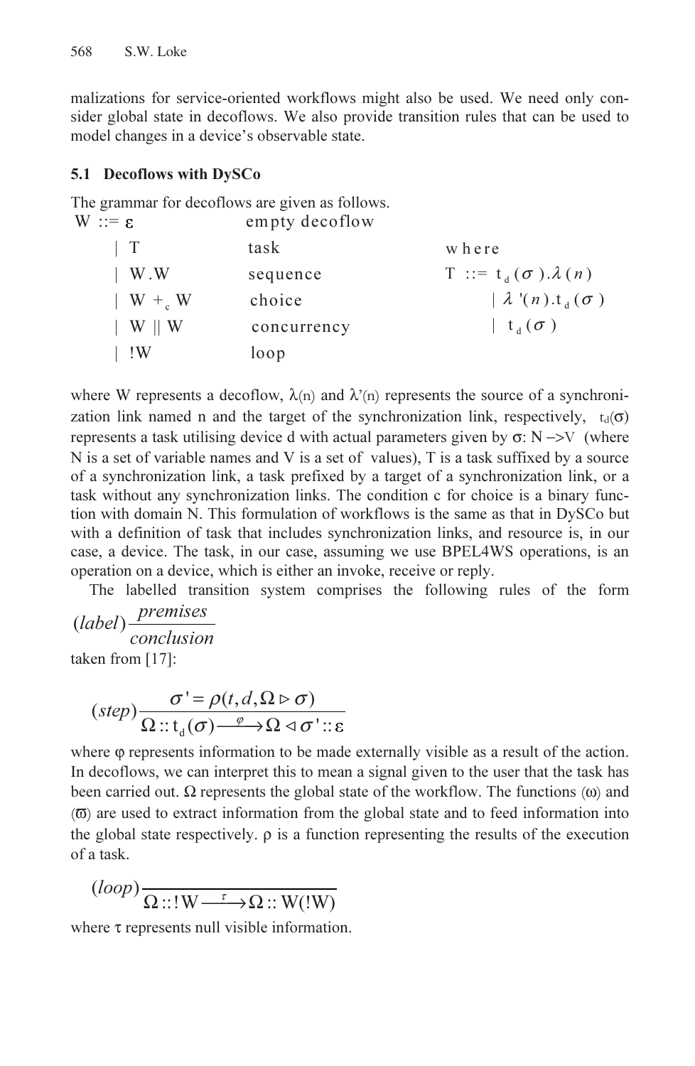malizations for service-oriented workflows might also be used. We need only consider global state in decoflows. We also provide transition rules that can be used to model changes in a device's observable state.

### 5.1 Decoflows with DySCo

The grammar for decoflows are given as follows.

$$
\begin{array}{lll}
W ::= \varepsilon & \text{empty decoflow} & \\
\quad |\ T & \text{task} & \text{where} \\
\quad |\ W.W & \text{sequence} & T ::= t_d(\sigma).\lambda(n) \\
\quad |\ W +_c W & \text{choice} & \quad |\ \lambda'(n).t_d(\sigma) \\
\quad |\ W \,||\, W & \text{concurrency} & \quad |\ t_d(\sigma) \\
\quad |\ !W & \text{loop} &
\end{array}
$$

where W represents a decoflow, $\lambda(n)$ and $\lambda'(n)$ represents the source of a synchronization link named n and the target of the synchronization link, respectively, $t_d(\sigma)$ represents a task utilising device d with actual parameters given by $\sigma$: N –>V (where N is a set of variable names and V is a set of values), T is a task suffixed by a source of a synchronization link, a task prefixed by a target of a synchronization link, or a task without any synchronization links. The condition c for choice is a binary function with domain N. This formulation of workflows is the same as that in DySCo but with a definition of task that includes synchronization links, and resource is, in our case, a device. The task, in our case, assuming we use BPEL4WS operations, is an operation on a device, which is either an invoke, receive or reply.

The labelled transition system comprises the following rules of the form $(label)\dfrac{premises}{conclusion}$ taken from [17]:

$$
(step)\frac{\sigma' = \rho(t, d, \Omega \triangleright \sigma)}{\Omega :: t_d(\sigma) \xrightarrow{\ \varphi\ } \Omega \triangleleft \sigma' :: \varepsilon}
$$

where $\varphi$ represents information to be made externally visible as a result of the action. In decoflows, we can interpret this to mean a signal given to the user that the task has been carried out. $\Omega$ represents the global state of the workflow. The functions $(\omega)$ and $(\varpi)$ are used to extract information from the global state and to feed information into the global state respectively. $\rho$ is a function representing the results of the execution of a task.

$$
(loop)\frac{}{\Omega :: !W \xrightarrow{\ \tau\ } \Omega :: W(!W)}
$$

where $\tau$ represents null visible information.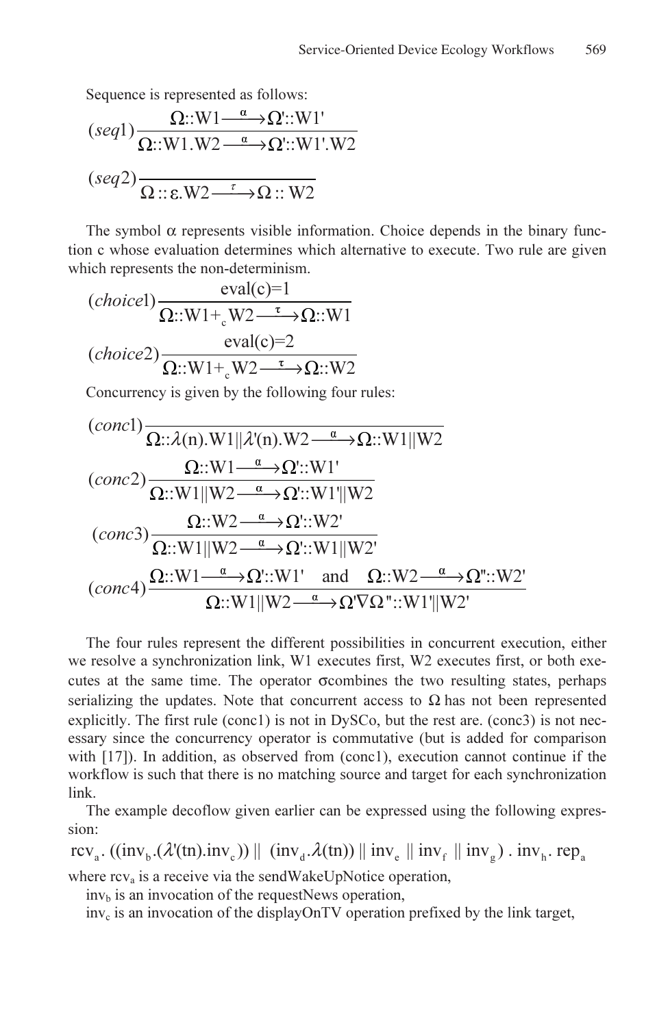Sequence is represented as follows:

$$(seq1)\frac{\Omega::W1 \xrightarrow{\alpha} \Omega'::W1'}{\Omega::W1.W2 \xrightarrow{\alpha} \Omega'::W1'.W2}$$

$$(seq2)\frac{}{\Omega::\varepsilon.W2 \xrightarrow{\tau} \Omega::W2}$$

The symbol α represents visible information. Choice depends in the binary function c whose evaluation determines which alternative to execute. Two rule are given which represents the non-determinism.

$$(choice1)\frac{\text{eval(c)=1}}{\Omega::W1+_c W2 \xrightarrow{\tau} \Omega::W1}$$

$$(choice2)\frac{\text{eval(c)=2}}{\Omega::W1+_c W2 \xrightarrow{\tau} \Omega::W2}$$

Concurrency is given by the following four rules:

$$(conc1)\frac{}{\Omega::\lambda(n).W1 \| \lambda'(n).W2 \xrightarrow{\alpha} \Omega::W1 \| W2}$$

$$(conc2)\frac{\Omega::W1 \xrightarrow{\alpha} \Omega'::W1'}{\Omega::W1 \| W2 \xrightarrow{\alpha} \Omega'::W1' \| W2}$$

$$(conc3)\frac{\Omega::W2 \xrightarrow{\alpha} \Omega'::W2'}{\Omega::W1 \| W2 \xrightarrow{\alpha} \Omega'::W1 \| W2'}$$

$$(conc4)\frac{\Omega::W1 \xrightarrow{\alpha} \Omega'::W1' \quad \text{and} \quad \Omega::W2 \xrightarrow{\alpha} \Omega''::W2'}{\Omega::W1 \| W2 \xrightarrow{\alpha} \Omega' \nabla \Omega''::W1' \| W2'}$$

The four rules represent the different possibilities in concurrent execution, either we resolve a synchronization link, W1 executes first, W2 executes first, or both executes at the same time. The operator σcombines the two resulting states, perhaps serializing the updates. Note that concurrent access to Ω has not been represented explicitly. The first rule (conc1) is not in DySCo, but the rest are. (conc3) is not necessary since the concurrency operator is commutative (but is added for comparison with [17]). In addition, as observed from (conc1), execution cannot continue if the workflow is such that there is no matching source and target for each synchronization link.

The example decoflow given earlier can be expressed using the following expression:

$$rcv_a . ((inv_b.(\lambda'(tn).inv_c)) \| (inv_d.\lambda(tn)) \| inv_e \| inv_f \| inv_g) . inv_h . rep_a$$

where $rcv_a$ is a receive via the sendWakeUpNotice operation,

$inv_b$ is an invocation of the requestNews operation,

$inv_c$ is an invocation of the displayOnTV operation prefixed by the link target,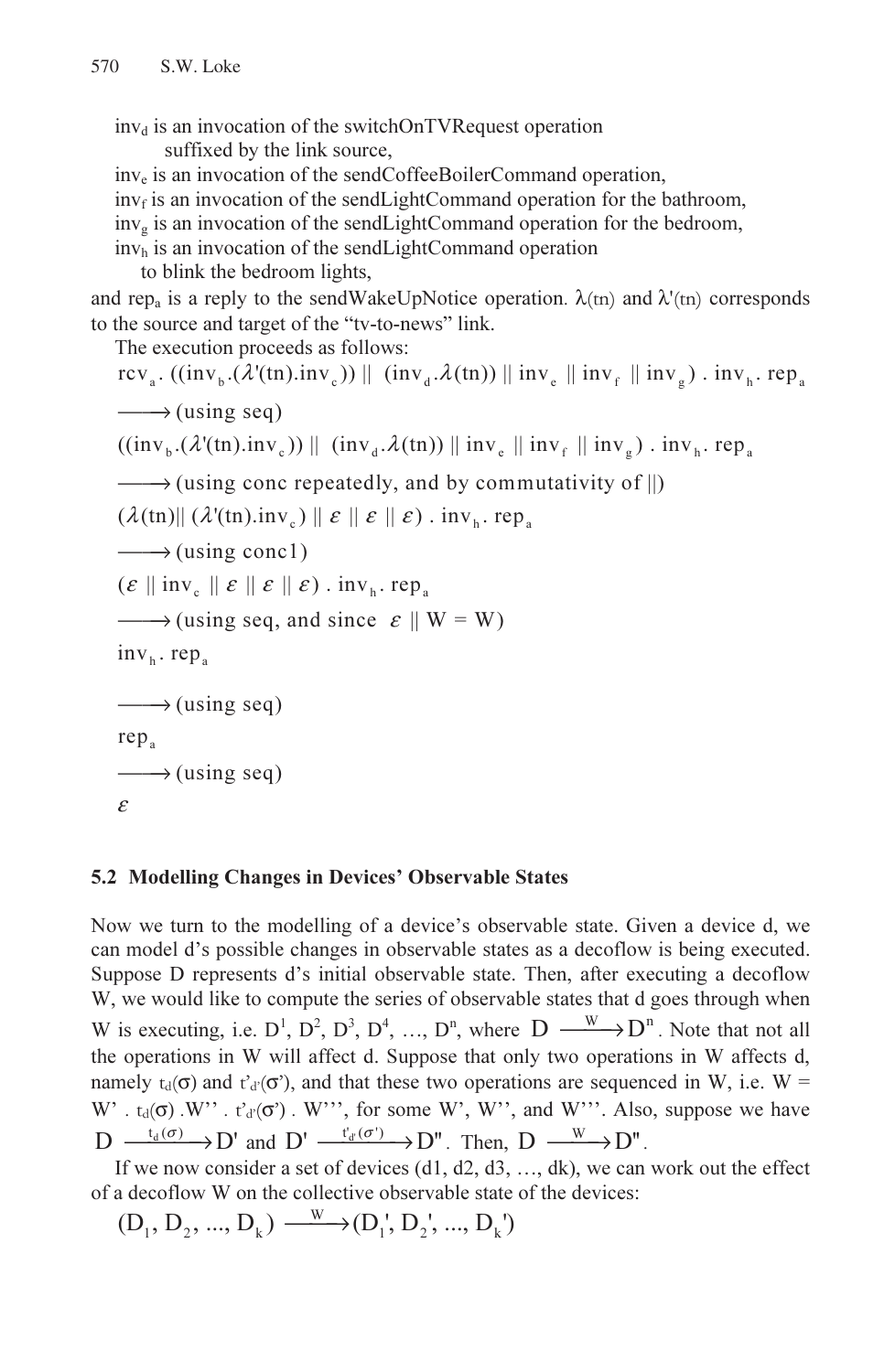$inv_d$ is an invocation of the switchOnTVRequest operation
suffixed by the link source,
$inv_e$ is an invocation of the sendCoffeeBoilerCommand operation,
$inv_f$ is an invocation of the sendLightCommand operation for the bathroom,
$inv_g$ is an invocation of the sendLightCommand operation for the bedroom,
$inv_h$ is an invocation of the sendLightCommand operation
to blink the bedroom lights,

and $rep_a$ is a reply to the sendWakeUpNotice operation. $\lambda(tn)$ and $\lambda'(tn)$ corresponds to the source and target of the "tv-to-news" link.

The execution proceeds as follows:

$$rcv_a . ((inv_b.(\lambda'(tn).inv_c)) \parallel (inv_d.\lambda(tn)) \parallel inv_e \parallel inv_f \parallel inv_g) . inv_h . rep_a$$

$$\longrightarrow \text{(using seq)}$$

$$((inv_b.(\lambda'(tn).inv_c)) \parallel (inv_d.\lambda(tn)) \parallel inv_e \parallel inv_f \parallel inv_g) . inv_h . rep_a$$

$$\longrightarrow \text{(using conc repeatedly, and by commutativity of } \parallel\text{)}$$

$$(\lambda(tn) \parallel (\lambda'(tn).inv_c) \parallel \varepsilon \parallel \varepsilon \parallel \varepsilon) . inv_h . rep_a$$

$$\longrightarrow \text{(using conc1)}$$

$$(\varepsilon \parallel inv_c \parallel \varepsilon \parallel \varepsilon \parallel \varepsilon) . inv_h . rep_a$$

$$\longrightarrow \text{(using seq, and since } \varepsilon \parallel W = W\text{)}$$

$$inv_h . rep_a$$

$$\longrightarrow \text{(using seq)}$$

$$rep_a$$

$$\longrightarrow \text{(using seq)}$$

$$\varepsilon$$

### 5.2 Modelling Changes in Devices' Observable States

Now we turn to the modelling of a device's observable state. Given a device d, we can model d's possible changes in observable states as a decoflow is being executed. Suppose D represents d's initial observable state. Then, after executing a decoflow W, we would like to compute the series of observable states that d goes through when W is executing, i.e. $D^1, D^2, D^3, D^4, \ldots, D^n$, where $D \xrightarrow{W} D^n$. Note that not all the operations in W will affect d. Suppose that only two operations in W affects d, namely $t_d(\sigma)$ and $t'_{d'}(\sigma')$, and that these two operations are sequenced in W, i.e. $W = W' . t_d(\sigma) . W'' . t'_{d'}(\sigma') . W'''$, for some W', W'', and W'''. Also, suppose we have $D \xrightarrow{t_d(\sigma)} D'$ and $D' \xrightarrow{t'_{d'}(\sigma')} D''$. Then, $D \xrightarrow{W} D''$.

If we now consider a set of devices (d1, d2, d3, …, dk), we can work out the effect of a decoflow W on the collective observable state of the devices:

$$(D_1, D_2, \ldots, D_k) \xrightarrow{W} (D_1', D_2', \ldots, D_k')$$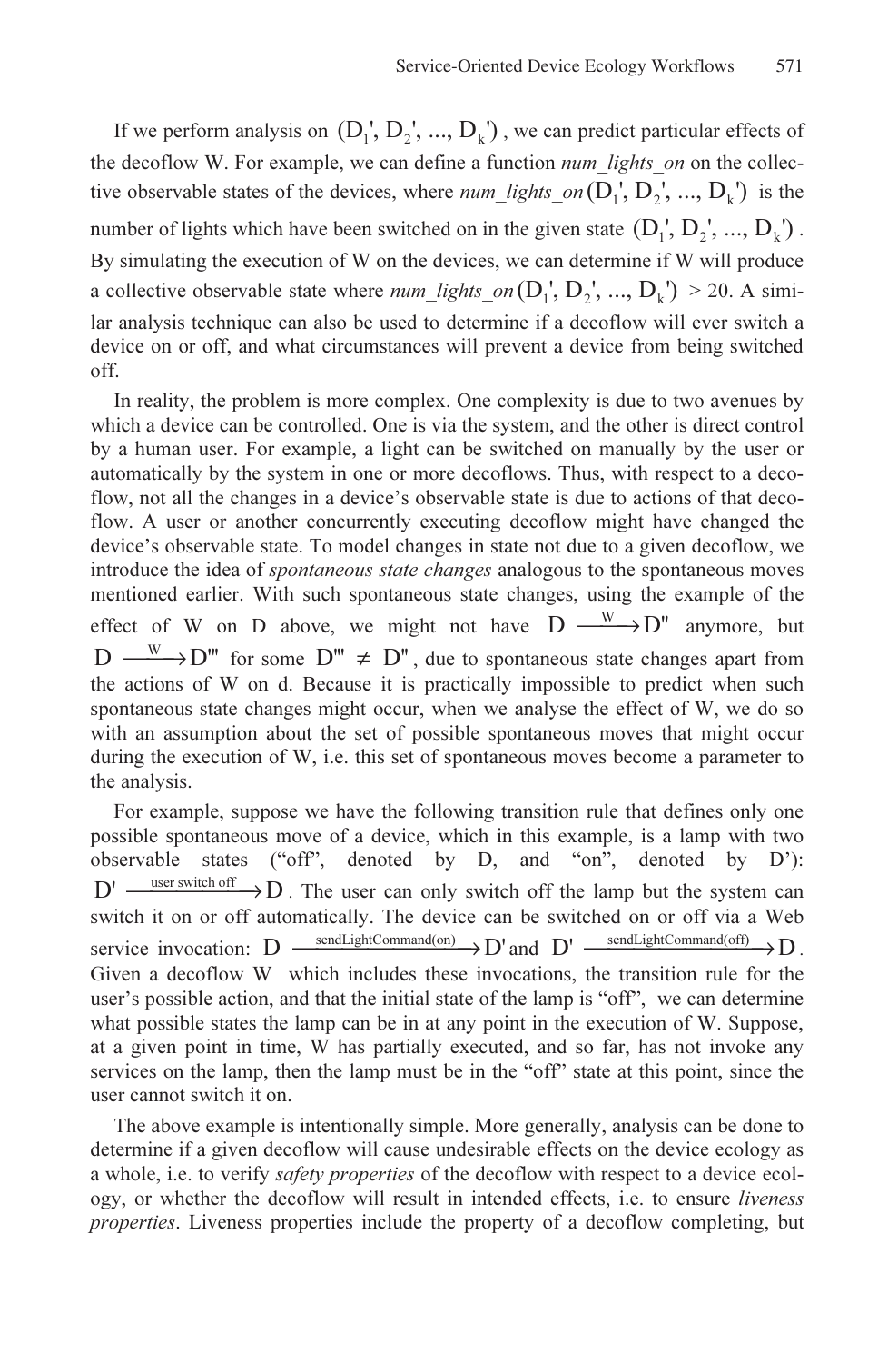If we perform analysis on $(D_1', D_2', ..., D_k')$, we can predict particular effects of the decoflow W. For example, we can define a function *num_lights_on* on the collective observable states of the devices, where *num_lights_on*$(D_1', D_2', ..., D_k')$ is the number of lights which have been switched on in the given state $(D_1', D_2', ..., D_k')$. By simulating the execution of W on the devices, we can determine if W will produce a collective observable state where *num_lights_on*$(D_1', D_2', ..., D_k')$ > 20. A similar analysis technique can also be used to determine if a decoflow will ever switch a device on or off, and what circumstances will prevent a device from being switched off.

In reality, the problem is more complex. One complexity is due to two avenues by which a device can be controlled. One is via the system, and the other is direct control by a human user. For example, a light can be switched on manually by the user or automatically by the system in one or more decoflows. Thus, with respect to a decoflow, not all the changes in a device's observable state is due to actions of that decoflow. A user or another concurrently executing decoflow might have changed the device's observable state. To model changes in state not due to a given decoflow, we introduce the idea of *spontaneous state changes* analogous to the spontaneous moves mentioned earlier. With such spontaneous state changes, using the example of the effect of W on D above, we might not have $D \xrightarrow{W} D''$ anymore, but $D \xrightarrow{W} D'''$ for some $D''' \neq D''$, due to spontaneous state changes apart from the actions of W on d. Because it is practically impossible to predict when such spontaneous state changes might occur, when we analyse the effect of W, we do so with an assumption about the set of possible spontaneous moves that might occur during the execution of W, i.e. this set of spontaneous moves become a parameter to the analysis.

For example, suppose we have the following transition rule that defines only one possible spontaneous move of a device, which in this example, is a lamp with two observable states ("off", denoted by D, and "on", denoted by D'): $D' \xrightarrow{\text{user switch off}} D$. The user can only switch off the lamp but the system can switch it on or off automatically. The device can be switched on or off via a Web service invocation: $D \xrightarrow{\text{sendLightCommand(on)}} D'$ and $D' \xrightarrow{\text{sendLightCommand(off)}} D$. Given a decoflow W which includes these invocations, the transition rule for the user's possible action, and that the initial state of the lamp is "off", we can determine what possible states the lamp can be in at any point in the execution of W. Suppose, at a given point in time, W has partially executed, and so far, has not invoke any services on the lamp, then the lamp must be in the "off" state at this point, since the user cannot switch it on.

The above example is intentionally simple. More generally, analysis can be done to determine if a given decoflow will cause undesirable effects on the device ecology as a whole, i.e. to verify *safety properties* of the decoflow with respect to a device ecology, or whether the decoflow will result in intended effects, i.e. to ensure *liveness properties*. Liveness properties include the property of a decoflow completing, but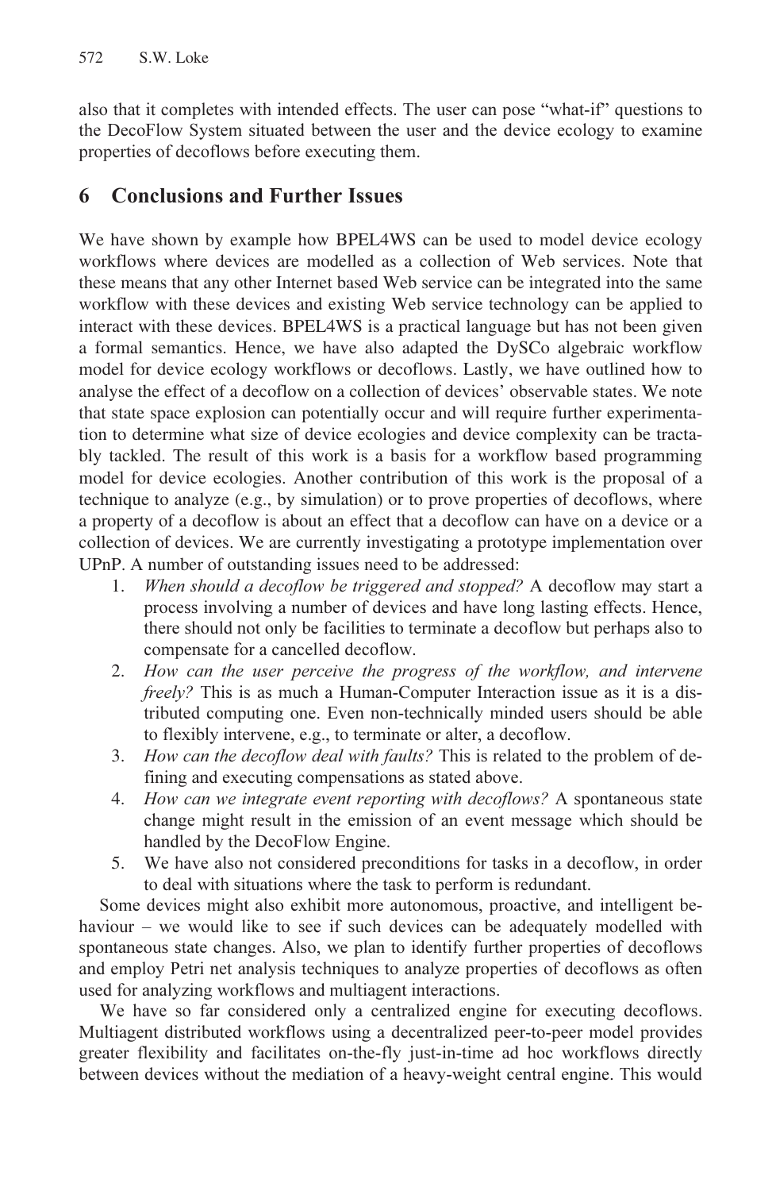also that it completes with intended effects. The user can pose "what-if" questions to the DecoFlow System situated between the user and the device ecology to examine properties of decoflows before executing them.

## 6 Conclusions and Further Issues

We have shown by example how BPEL4WS can be used to model device ecology workflows where devices are modelled as a collection of Web services. Note that these means that any other Internet based Web service can be integrated into the same workflow with these devices and existing Web service technology can be applied to interact with these devices. BPEL4WS is a practical language but has not been given a formal semantics. Hence, we have also adapted the DySCo algebraic workflow model for device ecology workflows or decoflows. Lastly, we have outlined how to analyse the effect of a decoflow on a collection of devices' observable states. We note that state space explosion can potentially occur and will require further experimentation to determine what size of device ecologies and device complexity can be tractably tackled. The result of this work is a basis for a workflow based programming model for device ecologies. Another contribution of this work is the proposal of a technique to analyze (e.g., by simulation) or to prove properties of decoflows, where a property of a decoflow is about an effect that a decoflow can have on a device or a collection of devices. We are currently investigating a prototype implementation over UPnP. A number of outstanding issues need to be addressed:

1. *When should a decoflow be triggered and stopped?* A decoflow may start a process involving a number of devices and have long lasting effects. Hence, there should not only be facilities to terminate a decoflow but perhaps also to compensate for a cancelled decoflow.
2. *How can the user perceive the progress of the workflow, and intervene freely?* This is as much a Human-Computer Interaction issue as it is a distributed computing one. Even non-technically minded users should be able to flexibly intervene, e.g., to terminate or alter, a decoflow.
3. *How can the decoflow deal with faults?* This is related to the problem of defining and executing compensations as stated above.
4. *How can we integrate event reporting with decoflows?* A spontaneous state change might result in the emission of an event message which should be handled by the DecoFlow Engine.
5. We have also not considered preconditions for tasks in a decoflow, in order to deal with situations where the task to perform is redundant.

Some devices might also exhibit more autonomous, proactive, and intelligent behaviour – we would like to see if such devices can be adequately modelled with spontaneous state changes. Also, we plan to identify further properties of decoflows and employ Petri net analysis techniques to analyze properties of decoflows as often used for analyzing workflows and multiagent interactions.

We have so far considered only a centralized engine for executing decoflows. Multiagent distributed workflows using a decentralized peer-to-peer model provides greater flexibility and facilitates on-the-fly just-in-time ad hoc workflows directly between devices without the mediation of a heavy-weight central engine. This would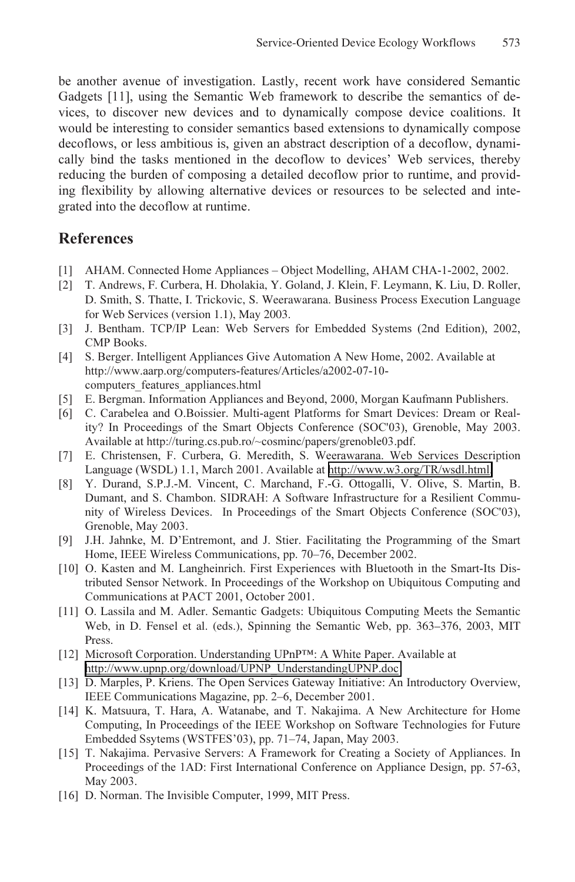be another avenue of investigation. Lastly, recent work have considered Semantic Gadgets [11], using the Semantic Web framework to describe the semantics of devices, to discover new devices and to dynamically compose device coalitions. It would be interesting to consider semantics based extensions to dynamically compose decoflows, or less ambitious is, given an abstract description of a decoflow, dynamically bind the tasks mentioned in the decoflow to devices' Web services, thereby reducing the burden of composing a detailed decoflow prior to runtime, and providing flexibility by allowing alternative devices or resources to be selected and integrated into the decoflow at runtime.

## References

[1] AHAM. Connected Home Appliances – Object Modelling, AHAM CHA-1-2002, 2002.

[2] T. Andrews, F. Curbera, H. Dholakia, Y. Goland, J. Klein, F. Leymann, K. Liu, D. Roller, D. Smith, S. Thatte, I. Trickovic, S. Weerawarana. Business Process Execution Language for Web Services (version 1.1), May 2003.

[3] J. Bentham. TCP/IP Lean: Web Servers for Embedded Systems (2nd Edition), 2002, CMP Books.

[4] S. Berger. Intelligent Appliances Give Automation A New Home, 2002. Available at http://www.aarp.org/computers-features/Articles/a2002-07-10-computers_features_appliances.html

[5] E. Bergman. Information Appliances and Beyond, 2000, Morgan Kaufmann Publishers.

[6] C. Carabelea and O.Boissier. Multi-agent Platforms for Smart Devices: Dream or Reality? In Proceedings of the Smart Objects Conference (SOC'03), Grenoble, May 2003. Available at http://turing.cs.pub.ro/~cosminc/papers/grenoble03.pdf.

[7] E. Christensen, F. Curbera, G. Meredith, S. Weerawarana. Web Services Description Language (WSDL) 1.1, March 2001. Available at http://www.w3.org/TR/wsdl.html

[8] Y. Durand, S.P.J.-M. Vincent, C. Marchand, F.-G. Ottogalli, V. Olive, S. Martin, B. Dumant, and S. Chambon. SIDRAH: A Software Infrastructure for a Resilient Community of Wireless Devices. In Proceedings of the Smart Objects Conference (SOC'03), Grenoble, May 2003.

[9] J.H. Jahnke, M. D'Entremont, and J. Stier. Facilitating the Programming of the Smart Home, IEEE Wireless Communications, pp. 70–76, December 2002.

[10] O. Kasten and M. Langheinrich. First Experiences with Bluetooth in the Smart-Its Distributed Sensor Network. In Proceedings of the Workshop on Ubiquitous Computing and Communications at PACT 2001, October 2001.

[11] O. Lassila and M. Adler. Semantic Gadgets: Ubiquitous Computing Meets the Semantic Web, in D. Fensel et al. (eds.), Spinning the Semantic Web, pp. 363–376, 2003, MIT Press.

[12] Microsoft Corporation. Understanding UPnP™: A White Paper. Available at http://www.upnp.org/download/UPNP_UnderstandingUPNP.doc

[13] D. Marples, P. Kriens. The Open Services Gateway Initiative: An Introductory Overview, IEEE Communications Magazine, pp. 2–6, December 2001.

[14] K. Matsuura, T. Hara, A. Watanabe, and T. Nakajima. A New Architecture for Home Computing, In Proceedings of the IEEE Workshop on Software Technologies for Future Embedded Ssytems (WSTFES'03), pp. 71–74, Japan, May 2003.

[15] T. Nakajima. Pervasive Servers: A Framework for Creating a Society of Appliances. In Proceedings of the 1AD: First International Conference on Appliance Design, pp. 57-63, May 2003.

[16] D. Norman. The Invisible Computer, 1999, MIT Press.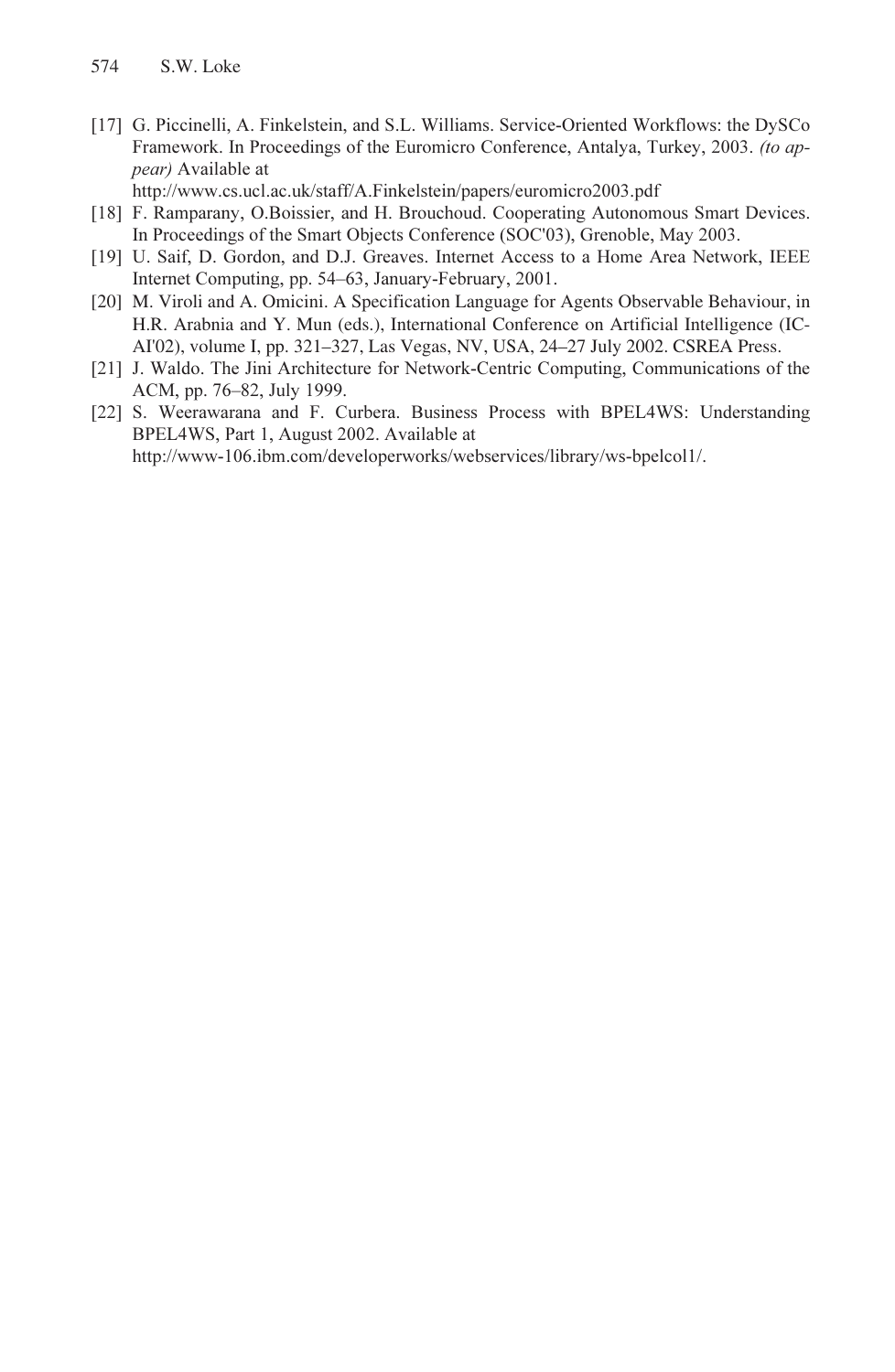[17] G. Piccinelli, A. Finkelstein, and S.L. Williams. Service-Oriented Workflows: the DySCo Framework. In Proceedings of the Euromicro Conference, Antalya, Turkey, 2003. *(to appear)* Available at http://www.cs.ucl.ac.uk/staff/A.Finkelstein/papers/euromicro2003.pdf

[18] F. Ramparany, O.Boissier, and H. Brouchoud. Cooperating Autonomous Smart Devices. In Proceedings of the Smart Objects Conference (SOC'03), Grenoble, May 2003.

[19] U. Saif, D. Gordon, and D.J. Greaves. Internet Access to a Home Area Network, IEEE Internet Computing, pp. 54–63, January-February, 2001.

[20] M. Viroli and A. Omicini. A Specification Language for Agents Observable Behaviour, in H.R. Arabnia and Y. Mun (eds.), International Conference on Artificial Intelligence (IC-AI'02), volume I, pp. 321–327, Las Vegas, NV, USA, 24–27 July 2002. CSREA Press.

[21] J. Waldo. The Jini Architecture for Network-Centric Computing, Communications of the ACM, pp. 76–82, July 1999.

[22] S. Weerawarana and F. Curbera. Business Process with BPEL4WS: Understanding BPEL4WS, Part 1, August 2002. Available at http://www-106.ibm.com/developerworks/webservices/library/ws-bpelcol1/.